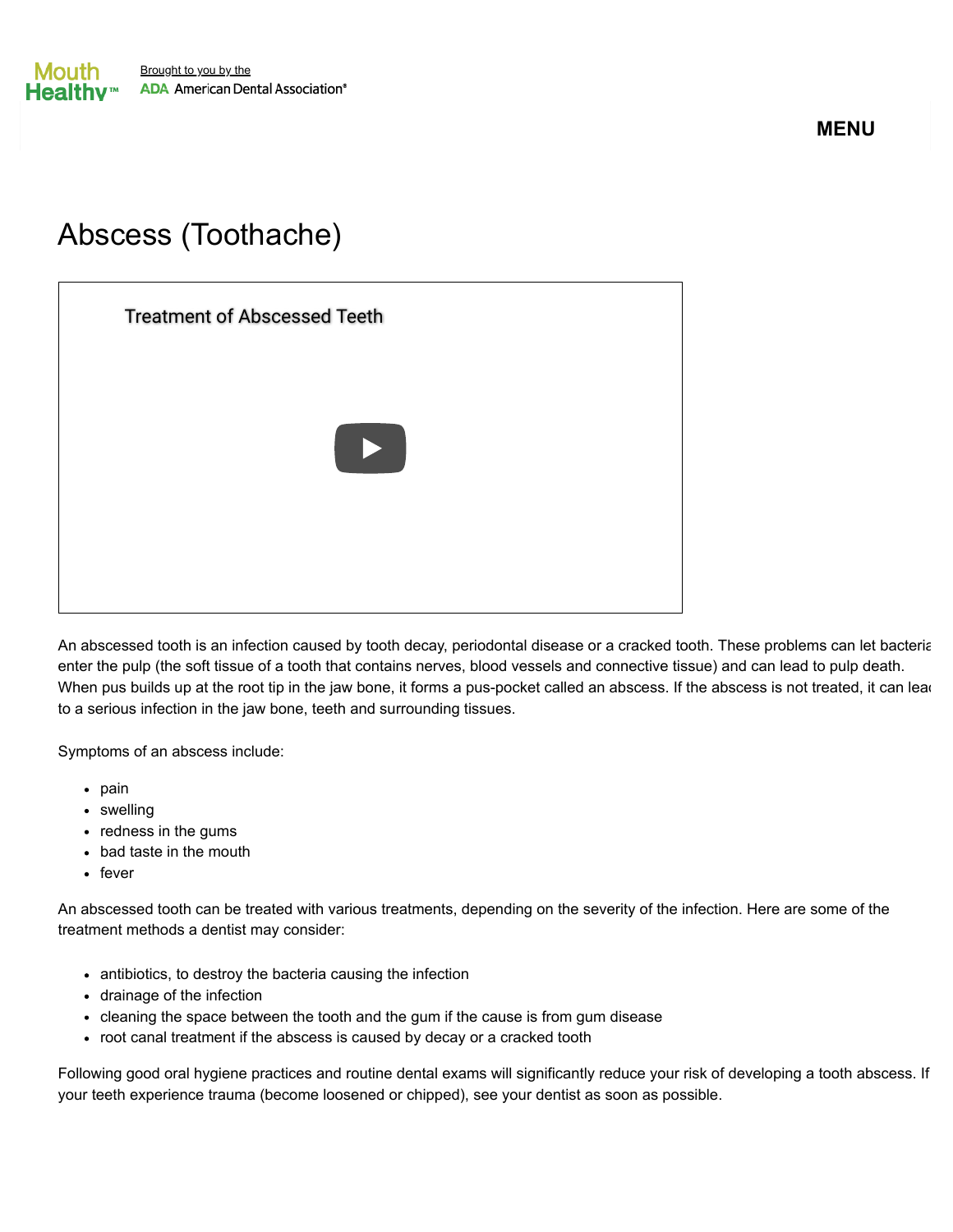Mouth Healthy™ Brought to you by the ADA American Dental Association®

MENU

# Abscess (Toothache)

Treatment of Abscessed Teeth

An abscessed tooth is an infection caused by tooth decay, periodontal disease or a cracked tooth. These problems can let bacteria enter the pulp (the soft tissue of a tooth that contains nerves, blood vessels and connective tissue) and can lead to pulp death. When pus builds up at the root tip in the jaw bone, it forms a pus-pocket called an abscess. If the abscess is not treated, it can lead to a serious infection in the jaw bone, teeth and surrounding tissues.

Symptoms of an abscess include:

- pain
- swelling
- redness in the gums
- bad taste in the mouth
- fever

An abscessed tooth can be treated with various treatments, depending on the severity of the infection. Here are some of the treatment methods a dentist may consider:

- antibiotics, to destroy the bacteria causing the infection
- drainage of the infection
- cleaning the space between the tooth and the gum if the cause is from gum disease
- root canal treatment if the abscess is caused by decay or a cracked tooth

Following good oral hygiene practices and routine dental exams will significantly reduce your risk of developing a tooth abscess. If your teeth experience trauma (become loosened or chipped), see your dentist as soon as possible.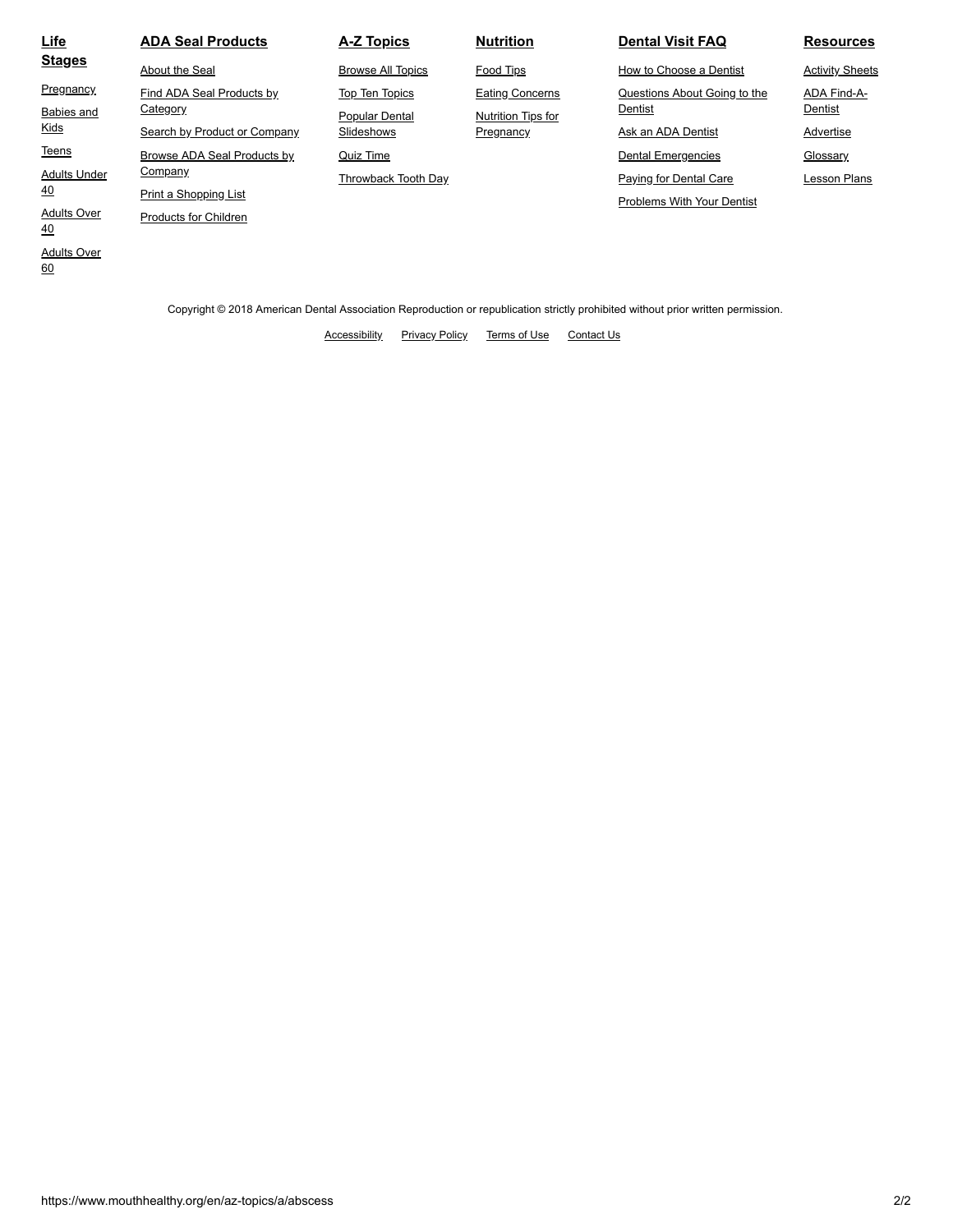## Life Stages

- Pregnancy
- Babies and Kids
- Teens
- Adults Under 40
- Adults Over 40
- Adults Over 60

## ADA Seal Products

- About the Seal
- Find ADA Seal Products by Category
- Search by Product or Company
- Browse ADA Seal Products by Company
- Print a Shopping List
- Products for Children

## A-Z Topics

- Browse All Topics
- Top Ten Topics
- Popular Dental Slideshows
- Quiz Time
- Throwback Tooth Day

## Nutrition

- Food Tips
- Eating Concerns
- Nutrition Tips for Pregnancy

## Dental Visit FAQ

- How to Choose a Dentist
- Questions About Going to the Dentist
- Ask an ADA Dentist
- Dental Emergencies
- Paying for Dental Care
- Problems With Your Dentist

## Resources

- Activity Sheets
- ADA Find-A-Dentist
- Advertise
- Glossary
- Lesson Plans

Copyright © 2018 American Dental Association Reproduction or republication strictly prohibited without prior written permission.

Accessibility Privacy Policy Terms of Use Contact Us